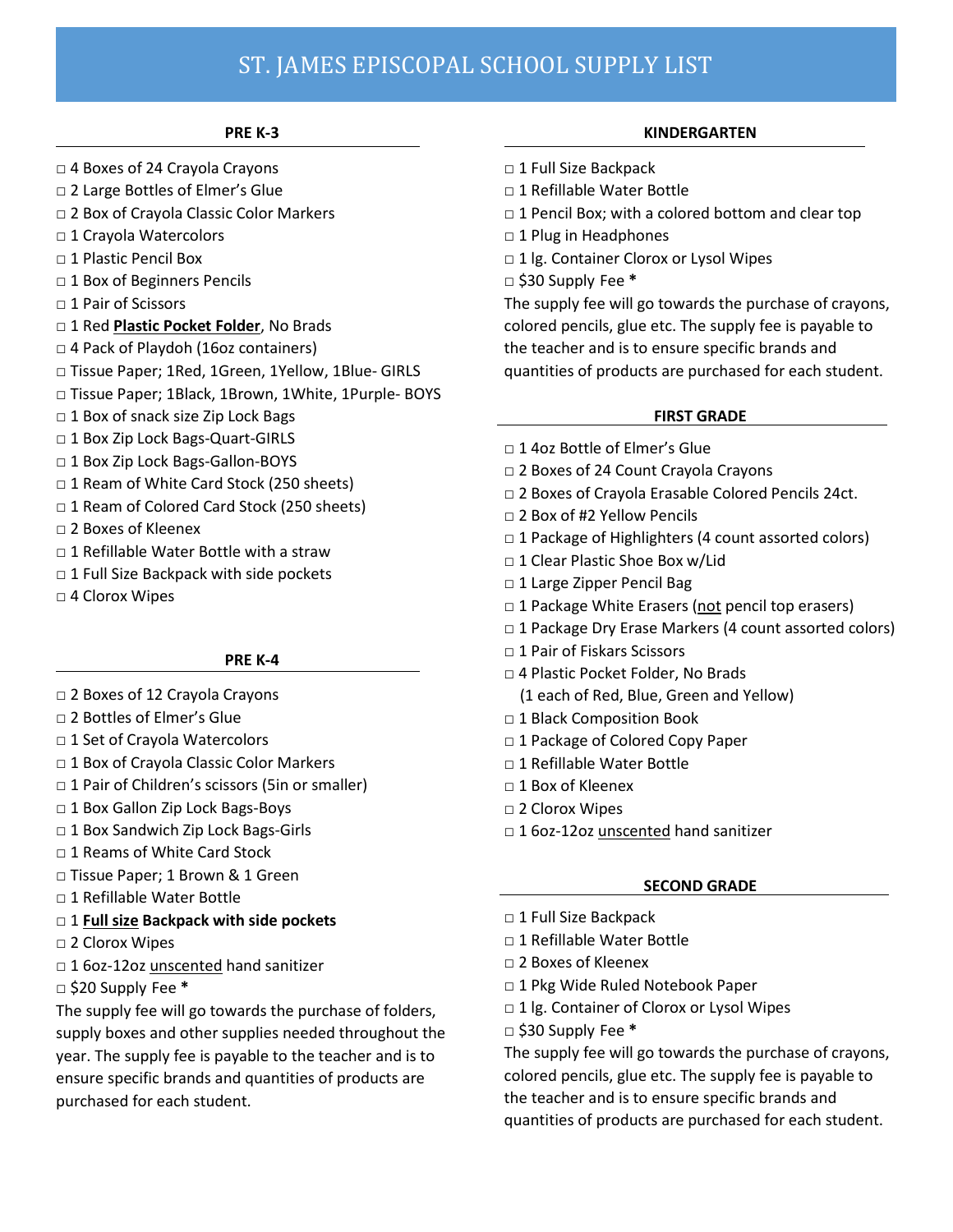# ST. JAMES EPISCOPAL SCHOOL SUPPLY LIST

## PRE K-3

- □ 4 Boxes of 24 Crayola Crayons
- □ 2 Large Bottles of Elmer's Glue
- □ 2 Box of Crayola Classic Color Markers
- □ 1 Crayola Watercolors
- □ 1 Plastic Pencil Box
- □ 1 Box of Beginners Pencils
- □ 1 Pair of Scissors
- □ 1 Red **Plastic Pocket Folder**, No Brads
- □ 4 Pack of Playdoh (16oz containers)
- □ Tissue Paper; 1Red, 1Green, 1Yellow, 1Blue- GIRLS
- □ Tissue Paper; 1Black, 1Brown, 1White, 1Purple- BOYS
- □ 1 Box of snack size Zip Lock Bags
- □ 1 Box Zip Lock Bags-Quart-GIRLS
- □ 1 Box Zip Lock Bags-Gallon-BOYS
- □ 1 Ream of White Card Stock (250 sheets)
- □ 1 Ream of Colored Card Stock (250 sheets)
- □ 2 Boxes of Kleenex
- □ 1 Refillable Water Bottle with a straw
- □ 1 Full Size Backpack with side pockets
- □ 4 Clorox Wipes

## PRE K-4

- □ 2 Boxes of 12 Crayola Crayons
- □ 2 Bottles of Elmer's Glue
- □ 1 Set of Crayola Watercolors
- □ 1 Box of Crayola Classic Color Markers
- □ 1 Pair of Children's scissors (5in or smaller)
- □ 1 Box Gallon Zip Lock Bags-Boys
- □ 1 Box Sandwich Zip Lock Bags-Girls
- □ 1 Reams of White Card Stock
- □ Tissue Paper; 1 Brown & 1 Green
- □ 1 Refillable Water Bottle
- □ 1 **Full size Backpack with side pockets**
- □ 2 Clorox Wipes
- □ 1 6oz-12oz unscented hand sanitizer
- □ $20 Supply Fee **\***

The supply fee will go towards the purchase of folders, supply boxes and other supplies needed throughout the year. The supply fee is payable to the teacher and is to ensure specific brands and quantities of products are purchased for each student.

## KINDERGARTEN

- □ 1 Full Size Backpack
- □ 1 Refillable Water Bottle
- □ 1 Pencil Box; with a colored bottom and clear top
- □ 1 Plug in Headphones
- □ 1 lg. Container Clorox or Lysol Wipes
- □ $30 Supply Fee **\***

The supply fee will go towards the purchase of crayons, colored pencils, glue etc. The supply fee is payable to the teacher and is to ensure specific brands and quantities of products are purchased for each student.

## FIRST GRADE

- □ 1 4oz Bottle of Elmer's Glue
- □ 2 Boxes of 24 Count Crayola Crayons
- □ 2 Boxes of Crayola Erasable Colored Pencils 24ct.
- □ 2 Box of #2 Yellow Pencils
- □ 1 Package of Highlighters (4 count assorted colors)
- □ 1 Clear Plastic Shoe Box w/Lid
- □ 1 Large Zipper Pencil Bag
- □ 1 Package White Erasers (not pencil top erasers)
- □ 1 Package Dry Erase Markers (4 count assorted colors)
- □ 1 Pair of Fiskars Scissors
- □ 4 Plastic Pocket Folder, No Brads  
  (1 each of Red, Blue, Green and Yellow)
- □ 1 Black Composition Book
- □ 1 Package of Colored Copy Paper
- □ 1 Refillable Water Bottle
- □ 1 Box of Kleenex
- □ 2 Clorox Wipes
- □ 1 6oz-12oz unscented hand sanitizer

## SECOND GRADE

- □ 1 Full Size Backpack
- □ 1 Refillable Water Bottle
- □ 2 Boxes of Kleenex
- □ 1 Pkg Wide Ruled Notebook Paper
- □ 1 lg. Container of Clorox or Lysol Wipes
- □ $30 Supply Fee **\***

The supply fee will go towards the purchase of crayons, colored pencils, glue etc. The supply fee is payable to the teacher and is to ensure specific brands and quantities of products are purchased for each student.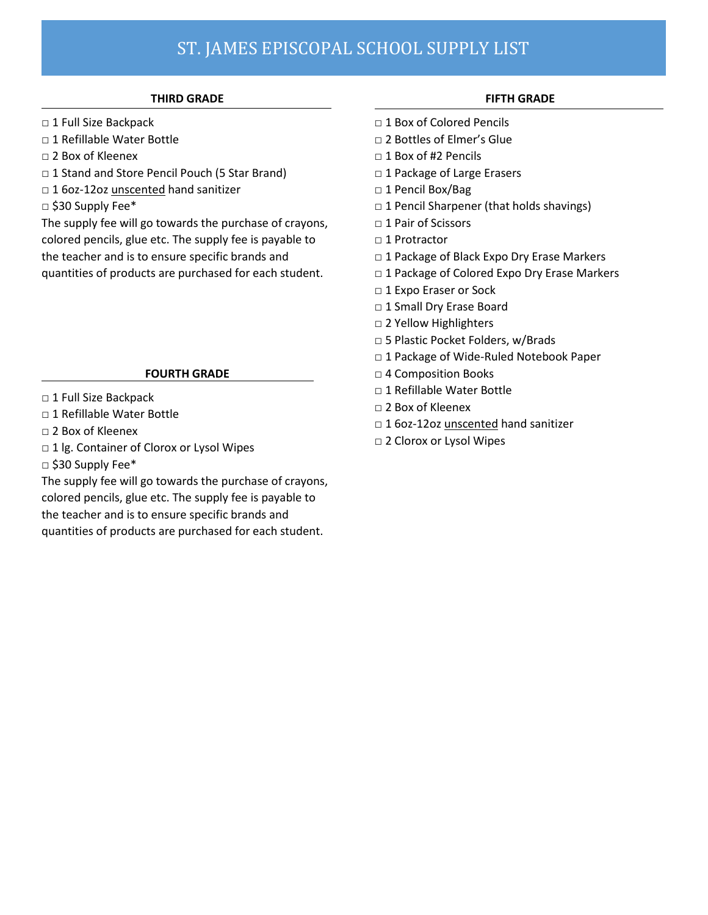# ST. JAMES EPISCOPAL SCHOOL SUPPLY LIST

### THIRD GRADE

□ 1 Full Size Backpack
□ 1 Refillable Water Bottle
□ 2 Box of Kleenex
□ 1 Stand and Store Pencil Pouch (5 Star Brand)
□ 1 6oz-12oz unscented hand sanitizer
□ $30 Supply Fee*

The supply fee will go towards the purchase of crayons, colored pencils, glue etc. The supply fee is payable to the teacher and is to ensure specific brands and quantities of products are purchased for each student.

### FOURTH GRADE

□ 1 Full Size Backpack
□ 1 Refillable Water Bottle
□ 2 Box of Kleenex
□ 1 lg. Container of Clorox or Lysol Wipes
□ $30 Supply Fee*

The supply fee will go towards the purchase of crayons, colored pencils, glue etc. The supply fee is payable to the teacher and is to ensure specific brands and quantities of products are purchased for each student.

### FIFTH GRADE

□ 1 Box of Colored Pencils
□ 2 Bottles of Elmer's Glue
□ 1 Box of #2 Pencils
□ 1 Package of Large Erasers
□ 1 Pencil Box/Bag
□ 1 Pencil Sharpener (that holds shavings)
□ 1 Pair of Scissors
□ 1 Protractor
□ 1 Package of Black Expo Dry Erase Markers
□ 1 Package of Colored Expo Dry Erase Markers
□ 1 Expo Eraser or Sock
□ 1 Small Dry Erase Board
□ 2 Yellow Highlighters
□ 5 Plastic Pocket Folders, w/Brads
□ 1 Package of Wide-Ruled Notebook Paper
□ 4 Composition Books
□ 1 Refillable Water Bottle
□ 2 Box of Kleenex
□ 1 6oz-12oz unscented hand sanitizer
□ 2 Clorox or Lysol Wipes